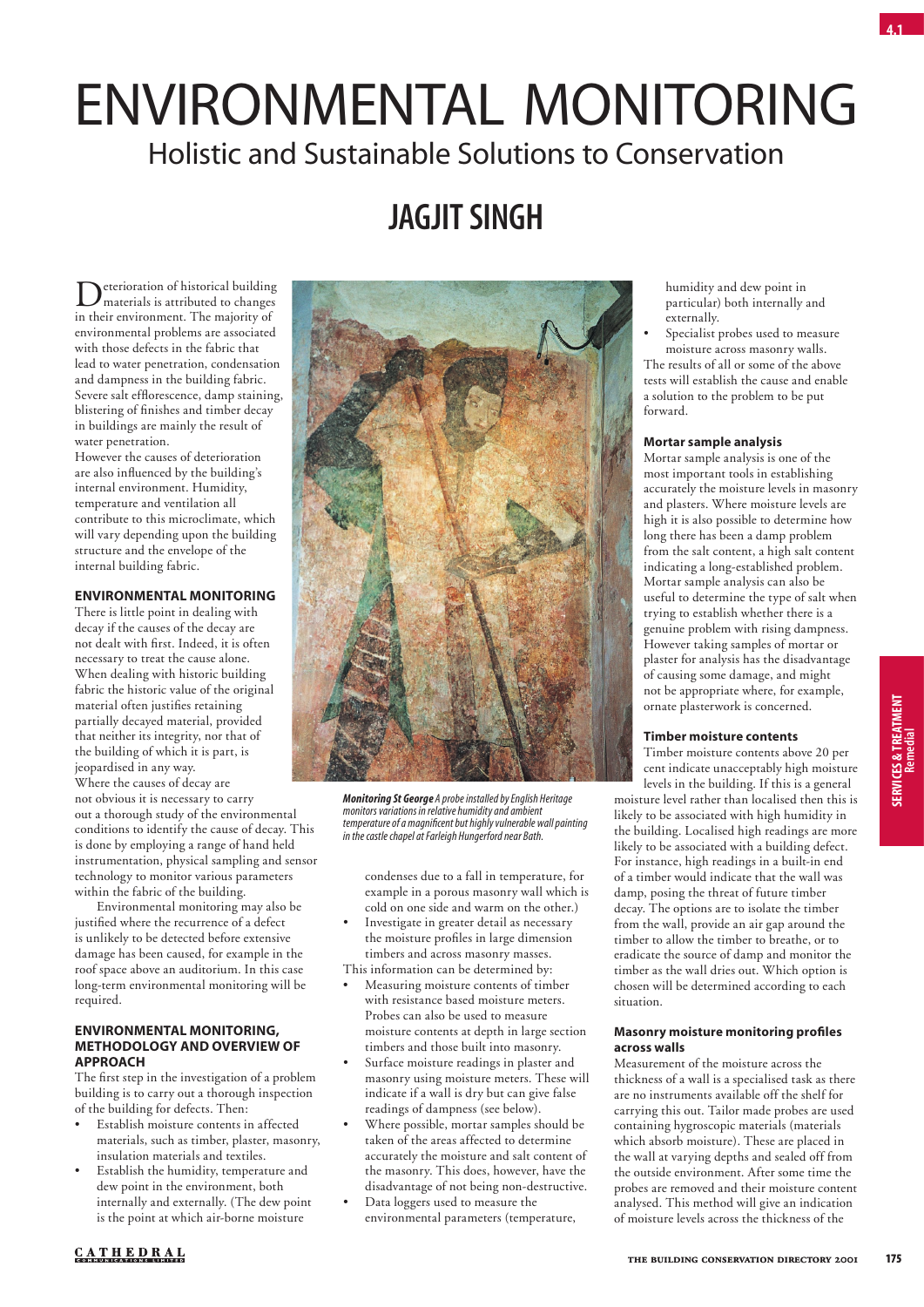# ENVIRONMENTAL MONITORING

## Holistic and Sustainable Solutions to Conservation

## JAGJIT SINGH

Deterioration of historical building materials is attributed to changes in their environment. The majority of environmental problems are associated with those defects in the fabric that lead to water penetration, condensation and dampness in the building fabric. Severe salt efflorescence, damp staining, blistering of finishes and timber decay in buildings are mainly the result of water penetration.

However the causes of deterioration are also influenced by the building's internal environment. Humidity, temperature and ventilation all contribute to this microclimate, which will vary depending upon the building structure and the envelope of the internal building fabric.

### ENVIRONMENTAL MONITORING

There is little point in dealing with decay if the causes of the decay are not dealt with first. Indeed, it is often necessary to treat the cause alone. When dealing with historic building fabric the historic value of the original material often justifies retaining partially decayed material, provided that neither its integrity, nor that of the building of which it is part, is jeopardised in any way.

Where the causes of decay are not obvious it is necessary to carry out a thorough study of the environmental conditions to identify the cause of decay. This is done by employing a range of hand held instrumentation, physical sampling and sensor technology to monitor various parameters within the fabric of the building.

Environmental monitoring may also be justified where the recurrence of a defect is unlikely to be detected before extensive damage has been caused, for example in the roof space above an auditorium. In this case long-term environmental monitoring will be required.

*__Monitoring St George__ A probe installed by English Heritage monitors variations in relative humidity and ambient temperature of a magnificent but highly vulnerable wall painting in the castle chapel at Farleigh Hungerford near Bath.*

### ENVIRONMENTAL MONITORING, METHODOLOGY AND OVERVIEW OF APPROACH

The first step in the investigation of a problem building is to carry out a thorough inspection of the building for defects. Then:

- Establish moisture contents in affected materials, such as timber, plaster, masonry, insulation materials and textiles.
- Establish the humidity, temperature and dew point in the environment, both internally and externally. (The dew point is the point at which air-borne moisture condenses due to a fall in temperature, for example in a porous masonry wall which is cold on one side and warm on the other.)
- Investigate in greater detail as necessary the moisture profiles in large dimension timbers and across masonry masses.

This information can be determined by:

- Measuring moisture contents of timber with resistance based moisture meters. Probes can also be used to measure moisture contents at depth in large section timbers and those built into masonry.
- Surface moisture readings in plaster and masonry using moisture meters. These will indicate if a wall is dry but can give false readings of dampness (see below).
- Where possible, mortar samples should be taken of the areas affected to determine accurately the moisture and salt content of the masonry. This does, however, have the disadvantage of not being non-destructive.
- Data loggers used to measure the environmental parameters (temperature, humidity and dew point in particular) both internally and externally.
- Specialist probes used to measure moisture across masonry walls.

The results of all or some of the above tests will establish the cause and enable a solution to the problem to be put forward.

#### Mortar sample analysis

Mortar sample analysis is one of the most important tools in establishing accurately the moisture levels in masonry and plasters. Where moisture levels are high it is also possible to determine how long there has been a damp problem from the salt content, a high salt content indicating a long-established problem. Mortar sample analysis can also be useful to determine the type of salt when trying to establish whether there is a genuine problem with rising dampness. However taking samples of mortar or plaster for analysis has the disadvantage of causing some damage, and might not be appropriate where, for example, ornate plasterwork is concerned.

#### Timber moisture contents

Timber moisture contents above 20 per cent indicate unacceptably high moisture levels in the building. If this is a general moisture level rather than localised then this is likely to be associated with high humidity in the building. Localised high readings are more likely to be associated with a building defect. For instance, high readings in a built-in end of a timber would indicate that the wall was damp, posing the threat of future timber decay. The options are to isolate the timber from the wall, provide an air gap around the timber to allow the timber to breathe, or to eradicate the source of damp and monitor the timber as the wall dries out. Which option is chosen will be determined according to each situation.

#### Masonry moisture monitoring profiles across walls

Measurement of the moisture across the thickness of a wall is a specialised task as there are no instruments available off the shelf for carrying this out. Tailor made probes are used containing hygroscopic materials (materials which absorb moisture). These are placed in the wall at varying depths and sealed off from the outside environment. After some time the probes are removed and their moisture content analysed. This method will give an indication of moisture levels across the thickness of the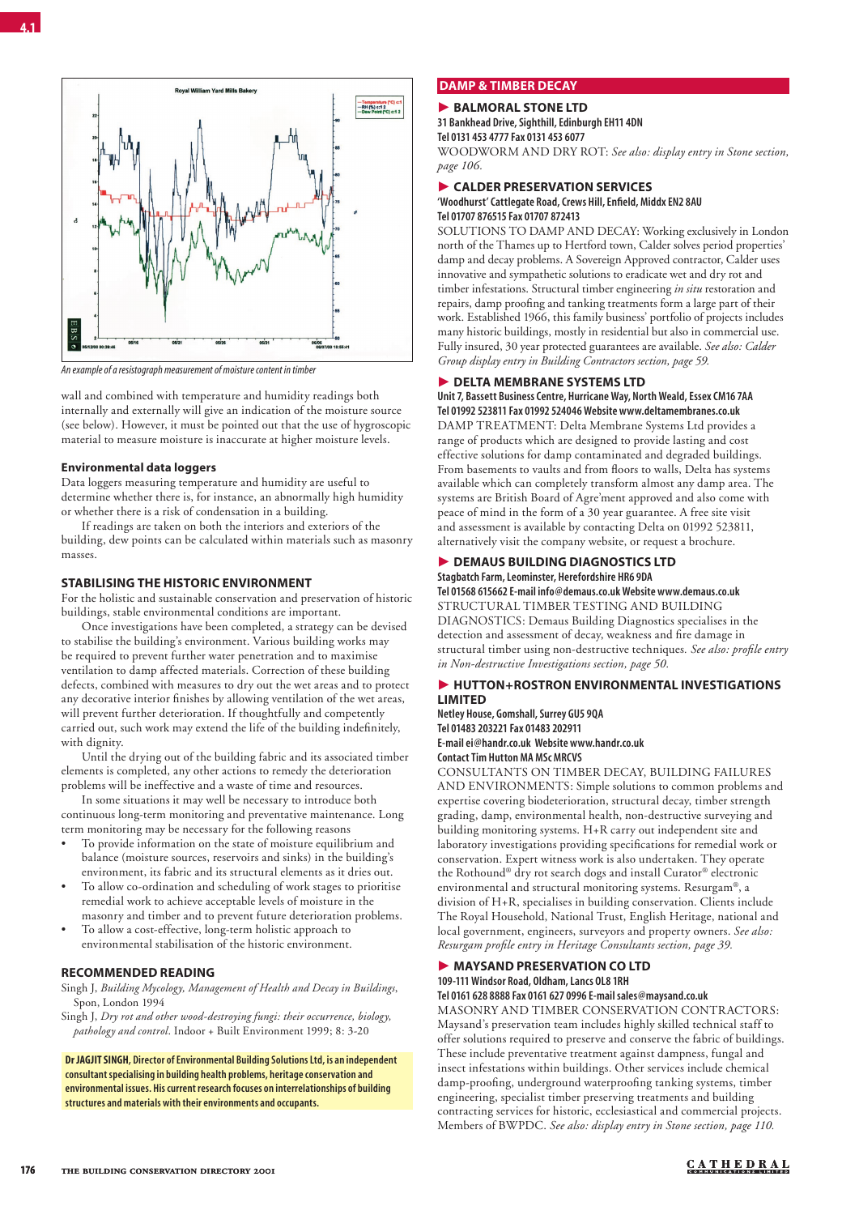Royal William Yard Mills Bakery

—Temperature [°C]: c1
—RH [%]: c1 2
—Dew Point [°C]: c1 2

22
20
18
16
14
12
10
8
6
4
2

90
85
80
75
70
65
60
55
50

05/16 05/21 05/26 05/31 06/06

EBS

An example of a resistograph measurement of moisture content in timber

wall and combined with temperature and humidity readings both internally and externally will give an indication of the moisture source (see below). However, it must be pointed out that the use of hygroscopic material to measure moisture is inaccurate at higher moisture levels.

#### Environmental data loggers

Data loggers measuring temperature and humidity are useful to determine whether there is, for instance, an abnormally high humidity or whether there is a risk of condensation in a building.

If readings are taken on both the interiors and exteriors of the building, dew points can be calculated within materials such as masonry masses.

### STABILISING THE HISTORIC ENVIRONMENT

For the holistic and sustainable conservation and preservation of historic buildings, stable environmental conditions are important.

Once investigations have been completed, a strategy can be devised to stabilise the building's environment. Various building works may be required to prevent further water penetration and to maximise ventilation to damp affected materials. Correction of these building defects, combined with measures to dry out the wet areas and to protect any decorative interior finishes by allowing ventilation of the wet areas, will prevent further deterioration. If thoughtfully and competently carried out, such work may extend the life of the building indefinitely, with dignity.

Until the drying out of the building fabric and its associated timber elements is completed, any other actions to remedy the deterioration problems will be ineffective and a waste of time and resources.

In some situations it may well be necessary to introduce both continuous long-term monitoring and preventative maintenance. Long term monitoring may be necessary for the following reasons

- To provide information on the state of moisture equilibrium and balance (moisture sources, reservoirs and sinks) in the building's environment, its fabric and its structural elements as it dries out.
- To allow co-ordination and scheduling of work stages to prioritise remedial work to achieve acceptable levels of moisture in the masonry and timber and to prevent future deterioration problems.
- To allow a cost-effective, long-term holistic approach to environmental stabilisation of the historic environment.

### RECOMMENDED READING

Singh J, *Building Mycology, Management of Health and Decay in Buildings*, Spon, London 1994

Singh J, *Dry rot and other wood-destroying fungi: their occurrence, biology, pathology and control*. Indoor + Built Environment 1999; 8: 3-20

**Dr JAGJIT SINGH, Director of Environmental Building Solutions Ltd, is an independent consultant specialising in building health problems, heritage conservation and environmental issues. His current research focuses on interrelationships of building structures and materials with their environments and occupants.**

## DAMP & TIMBER DECAY

### ▶ BALMORAL STONE LTD

**31 Bankhead Drive, Sighthill, Edinburgh EH11 4DN**
**Tel 0131 453 4777 Fax 0131 453 6077**

WOODWORM AND DRY ROT: *See also: display entry in Stone section, page 106.*

### ▶ CALDER PRESERVATION SERVICES

**'Woodhurst' Cattlegate Road, Crews Hill, Enfield, Middx EN2 8AU**
**Tel 01707 876515 Fax 01707 872413**

SOLUTIONS TO DAMP AND DECAY: Working exclusively in London north of the Thames up to Hertford town, Calder solves period properties' damp and decay problems. A Sovereign Approved contractor, Calder uses innovative and sympathetic solutions to eradicate wet and dry rot and timber infestations. Structural timber engineering *in situ* restoration and repairs, damp proofing and tanking treatments form a large part of their work. Established 1966, this family business' portfolio of projects includes many historic buildings, mostly in residential but also in commercial use. Fully insured, 30 year protected guarantees are available. *See also: Calder Group display entry in Building Contractors section, page 59.*

### ▶ DELTA MEMBRANE SYSTEMS LTD

**Unit 7, Bassett Business Centre, Hurricane Way, North Weald, Essex CM16 7AA**
**Tel 01992 523811 Fax 01992 524046 Website www.deltamembranes.co.uk**

DAMP TREATMENT: Delta Membrane Systems Ltd provides a range of products which are designed to provide lasting and cost effective solutions for damp contaminated and degraded buildings. From basements to vaults and from floors to walls, Delta has systems available which can completely transform almost any damp area. The systems are British Board of Agre'ment approved and also come with peace of mind in the form of a 30 year guarantee. A free site visit and assessment is available by contacting Delta on 01992 523811, alternatively visit the company website, or request a brochure.

### ▶ DEMAUS BUILDING DIAGNOSTICS LTD

**Stagbatch Farm, Leominster, Herefordshire HR6 9DA**
**Tel 01568 615662 E-mail info@demaus.co.uk Website www.demaus.co.uk**

STRUCTURAL TIMBER TESTING AND BUILDING DIAGNOSTICS: Demaus Building Diagnostics specialises in the detection and assessment of decay, weakness and fire damage in structural timber using non-destructive techniques. *See also: profile entry in Non-destructive Investigations section, page 50.*

### ▶ HUTTON+ROSTRON ENVIRONMENTAL INVESTIGATIONS LIMITED

**Netley House, Gomshall, Surrey GU5 9QA**
**Tel 01483 203221 Fax 01483 202911**
**E-mail ei@handr.co.uk Website www.handr.co.uk**
**Contact Tim Hutton MA MSc MRCVS**

CONSULTANTS ON TIMBER DECAY, BUILDING FAILURES AND ENVIRONMENTS: Simple solutions to common problems and expertise covering biodeterioration, structural decay, timber strength grading, damp, environmental health, non-destructive surveying and building monitoring systems. H+R carry out independent site and laboratory investigations providing specifications for remedial work or conservation. Expert witness work is also undertaken. They operate the Rothound® dry rot search dogs and install Curator® electronic environmental and structural monitoring systems. Resurgam®, a division of H+R, specialises in building conservation. Clients include The Royal Household, National Trust, English Heritage, national and local government, engineers, surveyors and property owners. *See also: Resurgam profile entry in Heritage Consultants section, page 39.*

### ▶ MAYSAND PRESERVATION CO LTD

**109-111 Windsor Road, Oldham, Lancs OL8 1RH**
**Tel 0161 628 8888 Fax 0161 627 0996 E-mail sales@maysand.co.uk**

MASONRY AND TIMBER CONSERVATION CONTRACTORS: Maysand's preservation team includes highly skilled technical staff to offer solutions required to preserve and conserve the fabric of buildings. These include preventative treatment against dampness, fungal and insect infestations within buildings. Other services include chemical damp-proofing, underground waterproofing tanking systems, timber engineering, specialist timber preserving treatments and building contracting services for historic, ecclesiastical and commercial projects. Members of BWPDC. *See also: display entry in Stone section, page 110.*